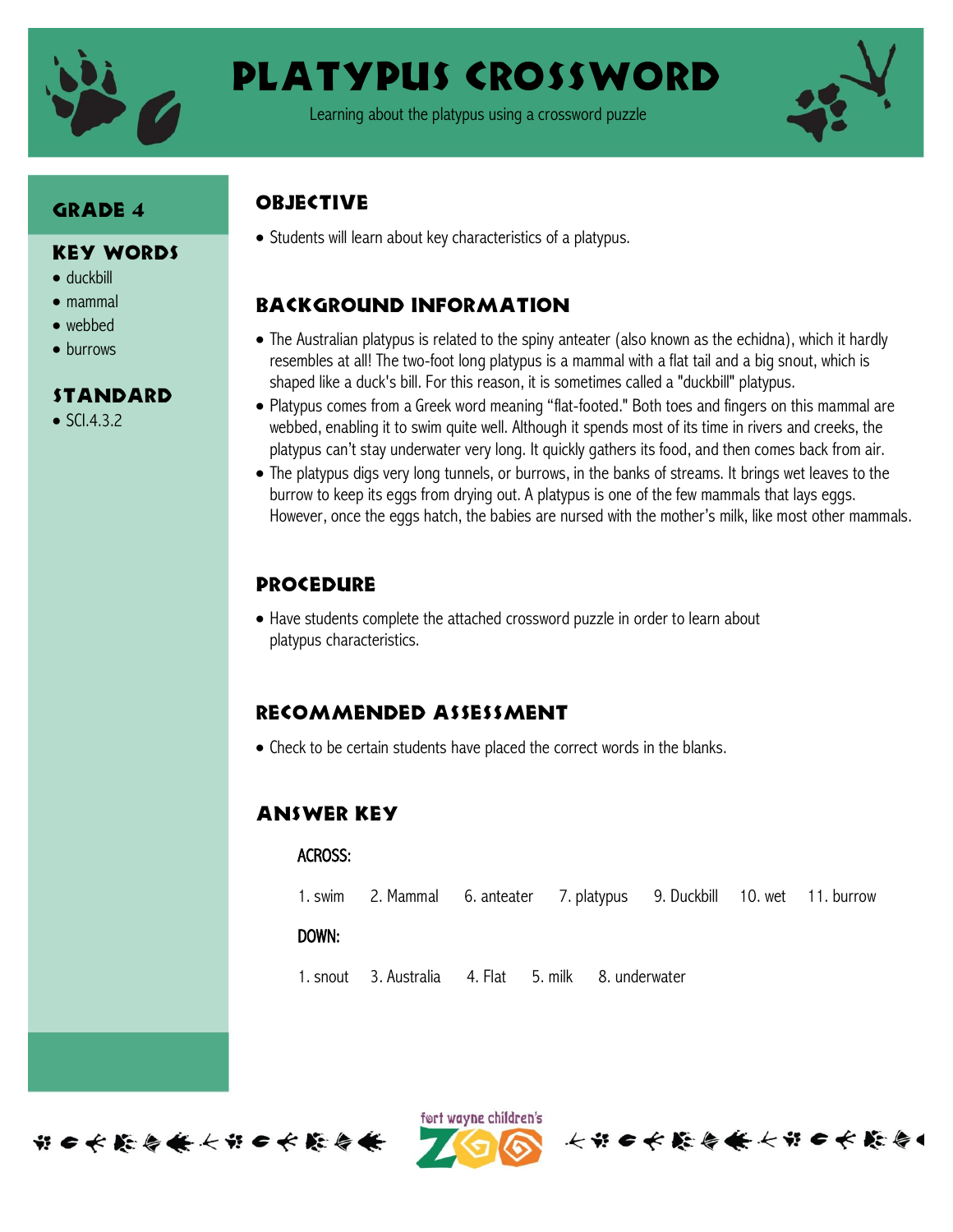# Platypus Crossword

Learning about the platypus using a crossword puzzle

## Grade 4

## Key Words

- duckbill
- mammal
- webbed
- burrows

## Standard

- SCI.4.3.2

## Objective

- Students will learn about key characteristics of a platypus.

## Background Information

- The Australian platypus is related to the spiny anteater (also known as the echidna), which it hardly resembles at all! The two-foot long platypus is a mammal with a flat tail and a big snout, which is shaped like a duck's bill. For this reason, it is sometimes called a "duckbill" platypus.
- Platypus comes from a Greek word meaning "flat-footed." Both toes and fingers on this mammal are webbed, enabling it to swim quite well. Although it spends most of its time in rivers and creeks, the platypus can't stay underwater very long. It quickly gathers its food, and then comes back from air.
- The platypus digs very long tunnels, or burrows, in the banks of streams. It brings wet leaves to the burrow to keep its eggs from drying out. A platypus is one of the few mammals that lays eggs. However, once the eggs hatch, the babies are nursed with the mother's milk, like most other mammals.

## Procedure

- Have students complete the attached crossword puzzle in order to learn about platypus characteristics.

## Recommended Assessment

- Check to be certain students have placed the correct words in the blanks.

## Answer Key

ACROSS:

1. swim 2. Mammal 6. anteater 7. platypus 9. Duckbill 10. wet 11. burrow

DOWN:

1. snout 3. Australia 4. Flat 5. milk 8. underwater

fort wayne children's ZOO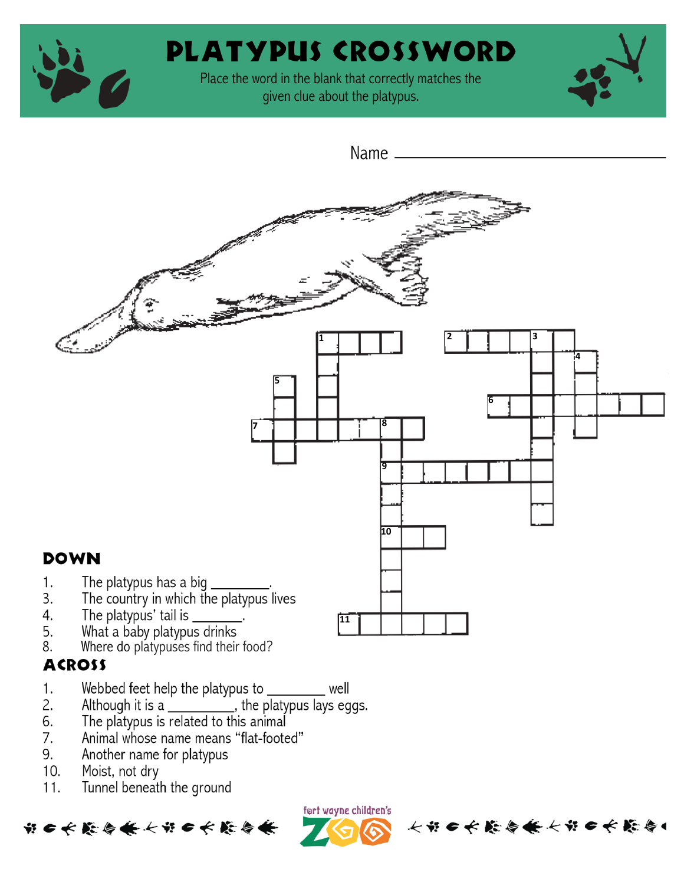# PLATYPUS CROSSWORD

Place the word in the blank that correctly matches the given clue about the platypus.

Name ______________________________

1, 2, 3, 4, 5, 6, 7, 8, 9, 10, 11

## DOWN

1. The platypus has a big ________.
3. The country in which the platypus lives
4. The platypus' tail is _______.
5. What a baby platypus drinks
8. Where do platypuses find their food?

## ACROSS

1. Webbed feet help the platypus to ________ well
2. Although it is a _________, the platypus lays eggs.
6. The platypus is related to this animal
7. Animal whose name means "flat-footed"
9. Another name for platypus
10. Moist, not dry
11. Tunnel beneath the ground

fort wayne children's ZOO